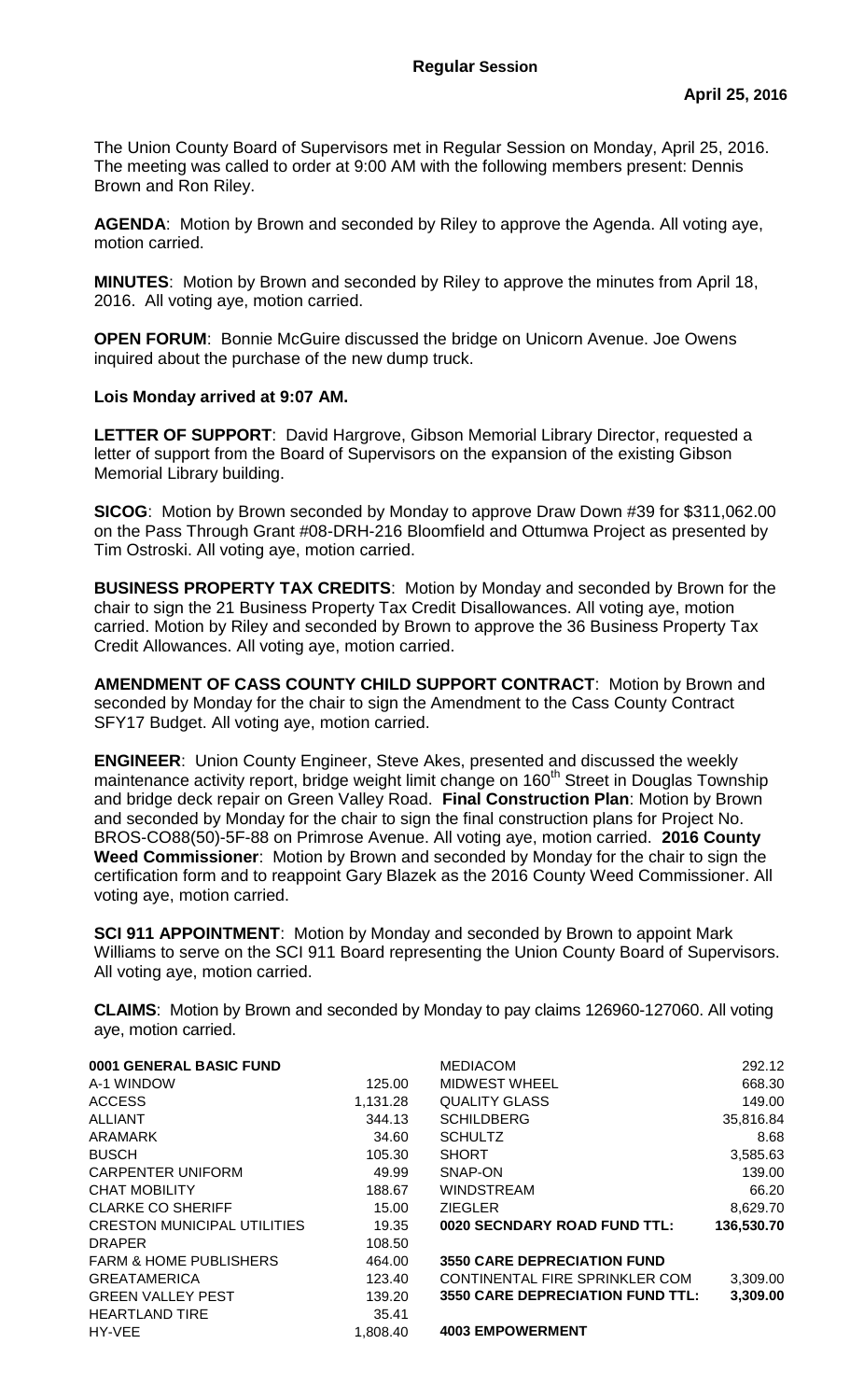# Regular Session

**April 25, 2016**

The Union County Board of Supervisors met in Regular Session on Monday, April 25, 2016. The meeting was called to order at 9:00 AM with the following members present: Dennis Brown and Ron Riley.

**AGENDA**: Motion by Brown and seconded by Riley to approve the Agenda. All voting aye, motion carried.

**MINUTES**: Motion by Brown and seconded by Riley to approve the minutes from April 18, 2016. All voting aye, motion carried.

**OPEN FORUM**: Bonnie McGuire discussed the bridge on Unicorn Avenue. Joe Owens inquired about the purchase of the new dump truck.

**Lois Monday arrived at 9:07 AM.**

**LETTER OF SUPPORT**: David Hargrove, Gibson Memorial Library Director, requested a letter of support from the Board of Supervisors on the expansion of the existing Gibson Memorial Library building.

**SICOG**: Motion by Brown seconded by Monday to approve Draw Down #39 for $311,062.00 on the Pass Through Grant #08-DRH-216 Bloomfield and Ottumwa Project as presented by Tim Ostroski. All voting aye, motion carried.

**BUSINESS PROPERTY TAX CREDITS**: Motion by Monday and seconded by Brown for the chair to sign the 21 Business Property Tax Credit Disallowances. All voting aye, motion carried. Motion by Riley and seconded by Brown to approve the 36 Business Property Tax Credit Allowances. All voting aye, motion carried.

**AMENDMENT OF CASS COUNTY CHILD SUPPORT CONTRACT**: Motion by Brown and seconded by Monday for the chair to sign the Amendment to the Cass County Contract SFY17 Budget. All voting aye, motion carried.

**ENGINEER**: Union County Engineer, Steve Akes, presented and discussed the weekly maintenance activity report, bridge weight limit change on 160th Street in Douglas Township and bridge deck repair on Green Valley Road. **Final Construction Plan**: Motion by Brown and seconded by Monday for the chair to sign the final construction plans for Project No. BROS-CO88(50)-5F-88 on Primrose Avenue. All voting aye, motion carried. **2016 County Weed Commissioner**: Motion by Brown and seconded by Monday for the chair to sign the certification form and to reappoint Gary Blazek as the 2016 County Weed Commissioner. All voting aye, motion carried.

**SCI 911 APPOINTMENT**: Motion by Monday and seconded by Brown to appoint Mark Williams to serve on the SCI 911 Board representing the Union County Board of Supervisors. All voting aye, motion carried.

**CLAIMS**: Motion by Brown and seconded by Monday to pay claims 126960-127060. All voting aye, motion carried.

| | |
|---|---|
| **0001 GENERAL BASIC FUND** | |
| A-1 WINDOW | 125.00 |
| ACCESS | 1,131.28 |
| ALLIANT | 344.13 |
| ARAMARK | 34.60 |
| BUSCH | 105.30 |
| CARPENTER UNIFORM | 49.99 |
| CHAT MOBILITY | 188.67 |
| CLARKE CO SHERIFF | 15.00 |
| CRESTON MUNICIPAL UTILITIES | 19.35 |
| DRAPER | 108.50 |
| FARM & HOME PUBLISHERS | 464.00 |
| GREATAMERICA | 123.40 |
| GREEN VALLEY PEST | 139.20 |
| HEARTLAND TIRE | 35.41 |
| HY-VEE | 1,808.40 |
| MEDIACOM | 292.12 |
| MIDWEST WHEEL | 668.30 |
| QUALITY GLASS | 149.00 |
| SCHILDBERG | 35,816.84 |
| SCHULTZ | 8.68 |
| SHORT | 3,585.63 |
| SNAP-ON | 139.00 |
| WINDSTREAM | 66.20 |
| ZIEGLER | 8,629.70 |
| **0020 SECNDARY ROAD FUND TTL:** | **136,530.70** |
| **3550 CARE DEPRECIATION FUND** | |
| CONTINENTAL FIRE SPRINKLER COM | 3,309.00 |
| **3550 CARE DEPRECIATION FUND TTL:** | **3,309.00** |
| **4003 EMPOWERMENT** | |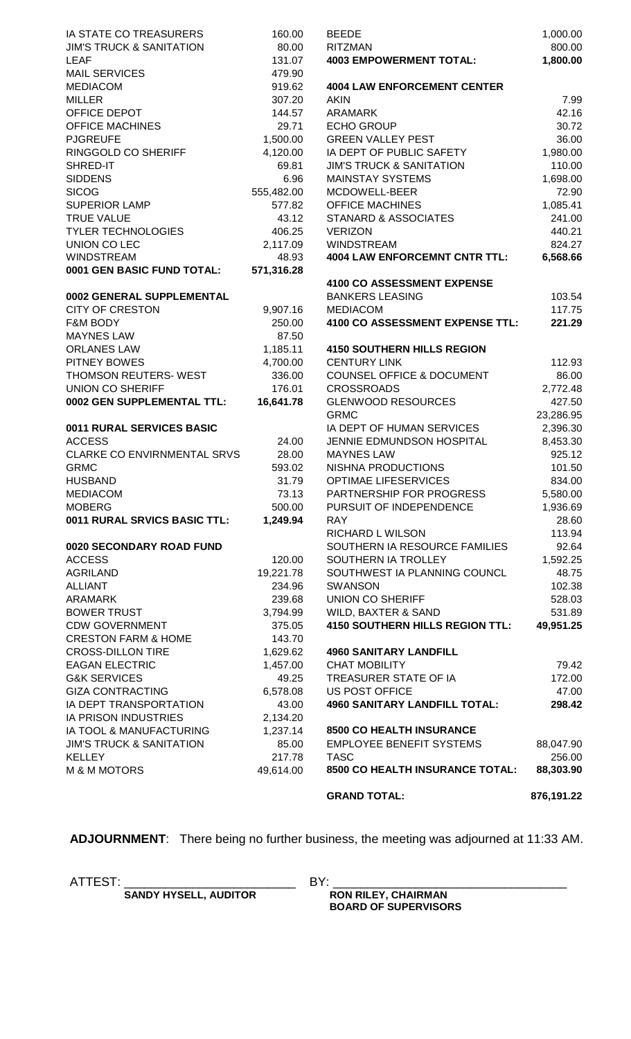| | |
|---|---|
| IA STATE CO TREASURERS | 160.00 |
| JIM'S TRUCK & SANITATION | 80.00 |
| LEAF | 131.07 |
| MAIL SERVICES | 479.90 |
| MEDIACOM | 919.62 |
| MILLER | 307.20 |
| OFFICE DEPOT | 144.57 |
| OFFICE MACHINES | 29.71 |
| PJGREUFE | 1,500.00 |
| RINGGOLD CO SHERIFF | 4,120.00 |
| SHRED-IT | 69.81 |
| SIDDENS | 6.96 |
| SICOG | 555,482.00 |
| SUPERIOR LAMP | 577.82 |
| TRUE VALUE | 43.12 |
| TYLER TECHNOLOGIES | 406.25 |
| UNION CO LEC | 2,117.09 |
| WINDSTREAM | 48.93 |
| **0001 GEN BASIC FUND TOTAL:** | **571,316.28** |
| | |
| **0002 GENERAL SUPPLEMENTAL** | |
| CITY OF CRESTON | 9,907.16 |
| F&M BODY | 250.00 |
| MAYNES LAW | 87.50 |
| ORLANES LAW | 1,185.11 |
| PITNEY BOWES | 4,700.00 |
| THOMSON REUTERS- WEST | 336.00 |
| UNION CO SHERIFF | 176.01 |
| **0002 GEN SUPPLEMENTAL TTL:** | **16,641.78** |
| | |
| **0011 RURAL SERVICES BASIC** | |
| ACCESS | 24.00 |
| CLARKE CO ENVIRNMENTAL SRVS | 28.00 |
| GRMC | 593.02 |
| HUSBAND | 31.79 |
| MEDIACOM | 73.13 |
| MOBERG | 500.00 |
| **0011 RURAL SRVICS BASIC TTL:** | **1,249.94** |
| | |
| **0020 SECONDARY ROAD FUND** | |
| ACCESS | 120.00 |
| AGRILAND | 19,221.78 |
| ALLIANT | 234.96 |
| ARAMARK | 239.68 |
| BOWER TRUST | 3,794.99 |
| CDW GOVERNMENT | 375.05 |
| CRESTON FARM & HOME | 143.70 |
| CROSS-DILLON TIRE | 1,629.62 |
| EAGAN ELECTRIC | 1,457.00 |
| G&K SERVICES | 49.25 |
| GIZA CONTRACTING | 6,578.08 |
| IA DEPT TRANSPORTATION | 43.00 |
| IA PRISON INDUSTRIES | 2,134.20 |
| IA TOOL & MANUFACTURING | 1,237.14 |
| JIM'S TRUCK & SANITATION | 85.00 |
| KELLEY | 217.78 |
| M & M MOTORS | 49,614.00 |
| BEEDE | 1,000.00 |
| RITZMAN | 800.00 |
| **4003 EMPOWERMENT TOTAL:** | **1,800.00** |
| | |
| **4004 LAW ENFORCEMENT CENTER** | |
| AKIN | 7.99 |
| ARAMARK | 42.16 |
| ECHO GROUP | 30.72 |
| GREEN VALLEY PEST | 36.00 |
| IA DEPT OF PUBLIC SAFETY | 1,980.00 |
| JIM'S TRUCK & SANITATION | 110.00 |
| MAINSTAY SYSTEMS | 1,698.00 |
| MCDOWELL-BEER | 72.90 |
| OFFICE MACHINES | 1,085.41 |
| STANARD & ASSOCIATES | 241.00 |
| VERIZON | 440.21 |
| WINDSTREAM | 824.27 |
| **4004 LAW ENFORCEMNT CNTR TTL:** | **6,568.66** |
| | |
| **4100 CO ASSESSMENT EXPENSE** | |
| BANKERS LEASING | 103.54 |
| MEDIACOM | 117.75 |
| **4100 CO ASSESSMENT EXPENSE TTL:** | **221.29** |
| | |
| **4150 SOUTHERN HILLS REGION** | |
| CENTURY LINK | 112.93 |
| COUNSEL OFFICE & DOCUMENT | 86.00 |
| CROSSROADS | 2,772.48 |
| GLENWOOD RESOURCES | 427.50 |
| GRMC | 23,286.95 |
| IA DEPT OF HUMAN SERVICES | 2,396.30 |
| JENNIE EDMUNDSON HOSPITAL | 8,453.30 |
| MAYNES LAW | 925.12 |
| NISHNA PRODUCTIONS | 101.50 |
| OPTIMAE LIFESERVICES | 834.00 |
| PARTNERSHIP FOR PROGRESS | 5,580.00 |
| PURSUIT OF INDEPENDENCE | 1,936.69 |
| RAY | 28.60 |
| RICHARD L WILSON | 113.94 |
| SOUTHERN IA RESOURCE FAMILIES | 92.64 |
| SOUTHERN IA TROLLEY | 1,592.25 |
| SOUTHWEST IA PLANNING COUNCL | 48.75 |
| SWANSON | 102.38 |
| UNION CO SHERIFF | 528.03 |
| WILD, BAXTER & SAND | 531.89 |
| **4150 SOUTHERN HILLS REGION TTL:** | **49,951.25** |
| | |
| **4960 SANITARY LANDFILL** | |
| CHAT MOBILITY | 79.42 |
| TREASURER STATE OF IA | 172.00 |
| US POST OFFICE | 47.00 |
| **4960 SANITARY LANDFILL TOTAL:** | **298.42** |
| | |
| **8500 CO HEALTH INSURANCE** | |
| EMPLOYEE BENEFIT SYSTEMS | 88,047.90 |
| TASC | 256.00 |
| **8500 CO HEALTH INSURANCE TOTAL:** | **88,303.90** |
| | |
| **GRAND TOTAL:** | **876,191.22** |

**ADJOURNMENT**: There being no further business, the meeting was adjourned at 11:33 AM.

ATTEST: ______________________ BY: ______________________

**SANDY HYSELL, AUDITOR**

**RON RILEY, CHAIRMAN**
**BOARD OF SUPERVISORS**